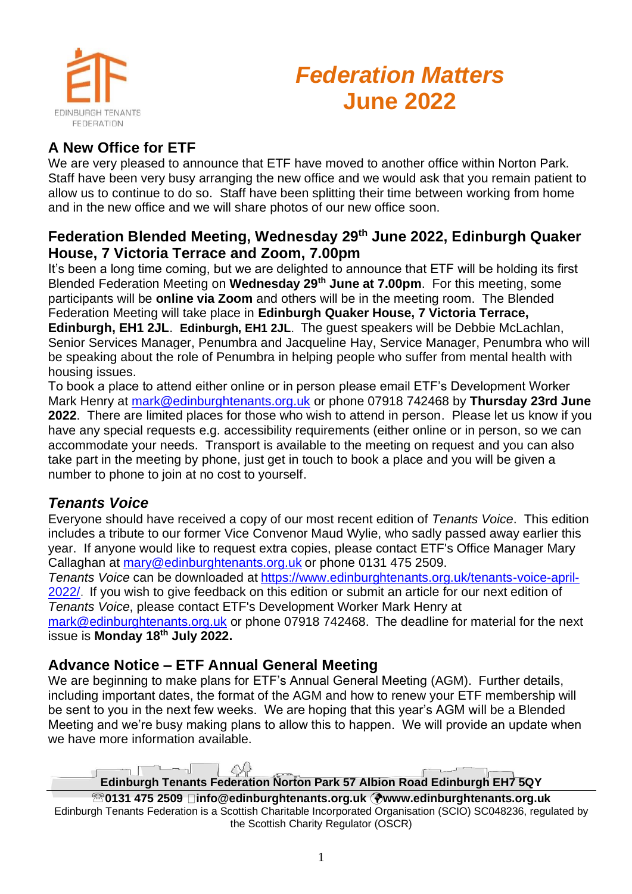EDINBURGH TENANTS FEDERATION

# *Federation Matters* June 2022

## A New Office for ETF

We are very pleased to announce that ETF have moved to another office within Norton Park. Staff have been very busy arranging the new office and we would ask that you remain patient to allow us to continue to do so. Staff have been splitting their time between working from home and in the new office and we will share photos of our new office soon.

## Federation Blended Meeting, Wednesday 29th June 2022, Edinburgh Quaker House, 7 Victoria Terrace and Zoom, 7.00pm

It's been a long time coming, but we are delighted to announce that ETF will be holding its first Blended Federation Meeting on **Wednesday 29th June at 7.00pm**. For this meeting, some participants will be **online via Zoom** and others will be in the meeting room. The Blended Federation Meeting will take place in **Edinburgh Quaker House, 7 Victoria Terrace, Edinburgh, EH1 2JL**. **Edinburgh, EH1 2JL**. The guest speakers will be Debbie McLachlan, Senior Services Manager, Penumbra and Jacqueline Hay, Service Manager, Penumbra who will be speaking about the role of Penumbra in helping people who suffer from mental health with housing issues.

To book a place to attend either online or in person please email ETF's Development Worker Mark Henry at mark@edinburghtenants.org.uk or phone 07918 742468 by **Thursday 23rd June 2022**. There are limited places for those who wish to attend in person. Please let us know if you have any special requests e.g. accessibility requirements (either online or in person, so we can accommodate your needs. Transport is available to the meeting on request and you can also take part in the meeting by phone, just get in touch to book a place and you will be given a number to phone to join at no cost to yourself.

## *Tenants Voice*

Everyone should have received a copy of our most recent edition of *Tenants Voice*. This edition includes a tribute to our former Vice Convenor Maud Wylie, who sadly passed away earlier this year. If anyone would like to request extra copies, please contact ETF's Office Manager Mary Callaghan at mary@edinburghtenants.org.uk or phone 0131 475 2509.

*Tenants Voice* can be downloaded at https://www.edinburghtenants.org.uk/tenants-voice-april-2022/. If you wish to give feedback on this edition or submit an article for our next edition of *Tenants Voice*, please contact ETF's Development Worker Mark Henry at mark@edinburghtenants.org.uk or phone 07918 742468. The deadline for material for the next issue is **Monday 18th July 2022.**

## Advance Notice – ETF Annual General Meeting

We are beginning to make plans for ETF's Annual General Meeting (AGM). Further details, including important dates, the format of the AGM and how to renew your ETF membership will be sent to you in the next few weeks. We are hoping that this year's AGM will be a Blended Meeting and we're busy making plans to allow this to happen. We will provide an update when we have more information available.

**Edinburgh Tenants Federation Norton Park 57 Albion Road Edinburgh EH7 5QY**

**0131 475 2509 info@edinburghtenants.org.uk www.edinburghtenants.org.uk**

Edinburgh Tenants Federation is a Scottish Charitable Incorporated Organisation (SCIO) SC048236, regulated by the Scottish Charity Regulator (OSCR)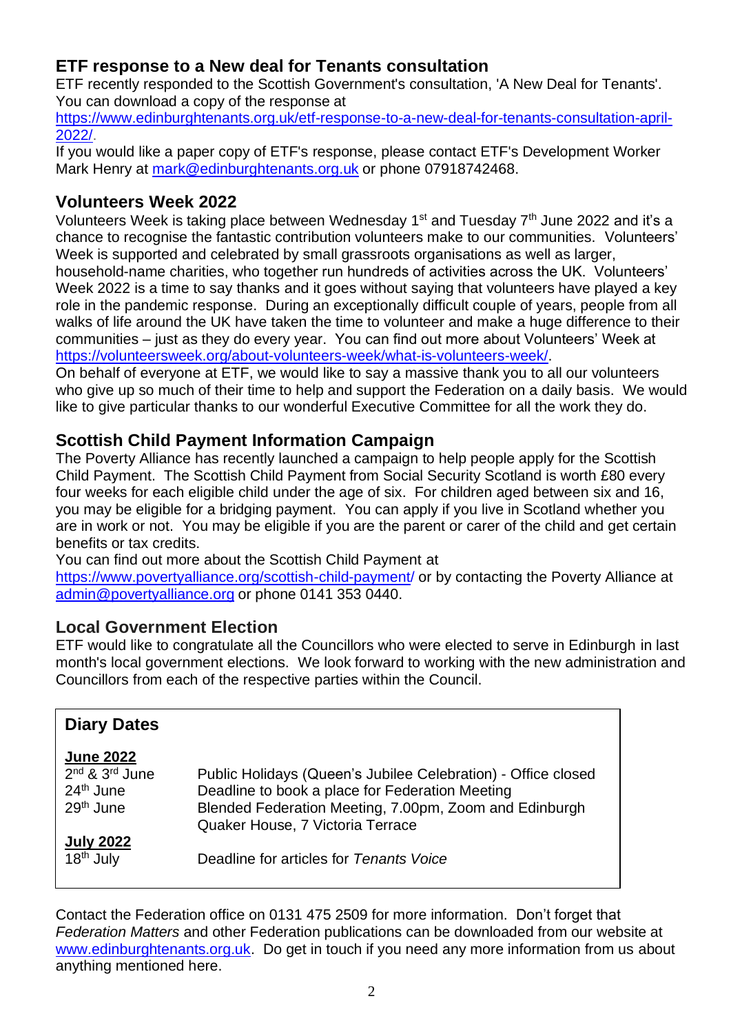## ETF response to a New deal for Tenants consultation

ETF recently responded to the Scottish Government's consultation, 'A New Deal for Tenants'. You can download a copy of the response at https://www.edinburghtenants.org.uk/etf-response-to-a-new-deal-for-tenants-consultation-april-2022/.

If you would like a paper copy of ETF's response, please contact ETF's Development Worker Mark Henry at mark@edinburghtenants.org.uk or phone 07918742468.

## Volunteers Week 2022

Volunteers Week is taking place between Wednesday 1st and Tuesday 7th June 2022 and it's a chance to recognise the fantastic contribution volunteers make to our communities. Volunteers' Week is supported and celebrated by small grassroots organisations as well as larger, household-name charities, who together run hundreds of activities across the UK. Volunteers' Week 2022 is a time to say thanks and it goes without saying that volunteers have played a key role in the pandemic response. During an exceptionally difficult couple of years, people from all walks of life around the UK have taken the time to volunteer and make a huge difference to their communities – just as they do every year. You can find out more about Volunteers' Week at https://volunteersweek.org/about-volunteers-week/what-is-volunteers-week/.

On behalf of everyone at ETF, we would like to say a massive thank you to all our volunteers who give up so much of their time to help and support the Federation on a daily basis. We would like to give particular thanks to our wonderful Executive Committee for all the work they do.

## Scottish Child Payment Information Campaign

The Poverty Alliance has recently launched a campaign to help people apply for the Scottish Child Payment. The Scottish Child Payment from Social Security Scotland is worth £80 every four weeks for each eligible child under the age of six. For children aged between six and 16, you may be eligible for a bridging payment. You can apply if you live in Scotland whether you are in work or not. You may be eligible if you are the parent or carer of the child and get certain benefits or tax credits.

You can find out more about the Scottish Child Payment at https://www.povertyalliance.org/scottish-child-payment/ or by contacting the Poverty Alliance at admin@povertyalliance.org or phone 0141 353 0440.

## Local Government Election

ETF would like to congratulate all the Councillors who were elected to serve in Edinburgh in last month's local government elections. We look forward to working with the new administration and Councillors from each of the respective parties within the Council.

## Diary Dates

**June 2022**

| | |
|---|---|
| 2nd & 3rd June | Public Holidays (Queen's Jubilee Celebration) - Office closed |
| 24th June | Deadline to book a place for Federation Meeting |
| 29th June | Blended Federation Meeting, 7.00pm, Zoom and Edinburgh Quaker House, 7 Victoria Terrace |

**July 2022**

| | |
|---|---|
| 18th July | Deadline for articles for *Tenants Voice* |

Contact the Federation office on 0131 475 2509 for more information. Don't forget that *Federation Matters* and other Federation publications can be downloaded from our website at www.edinburghtenants.org.uk. Do get in touch if you need any more information from us about anything mentioned here.